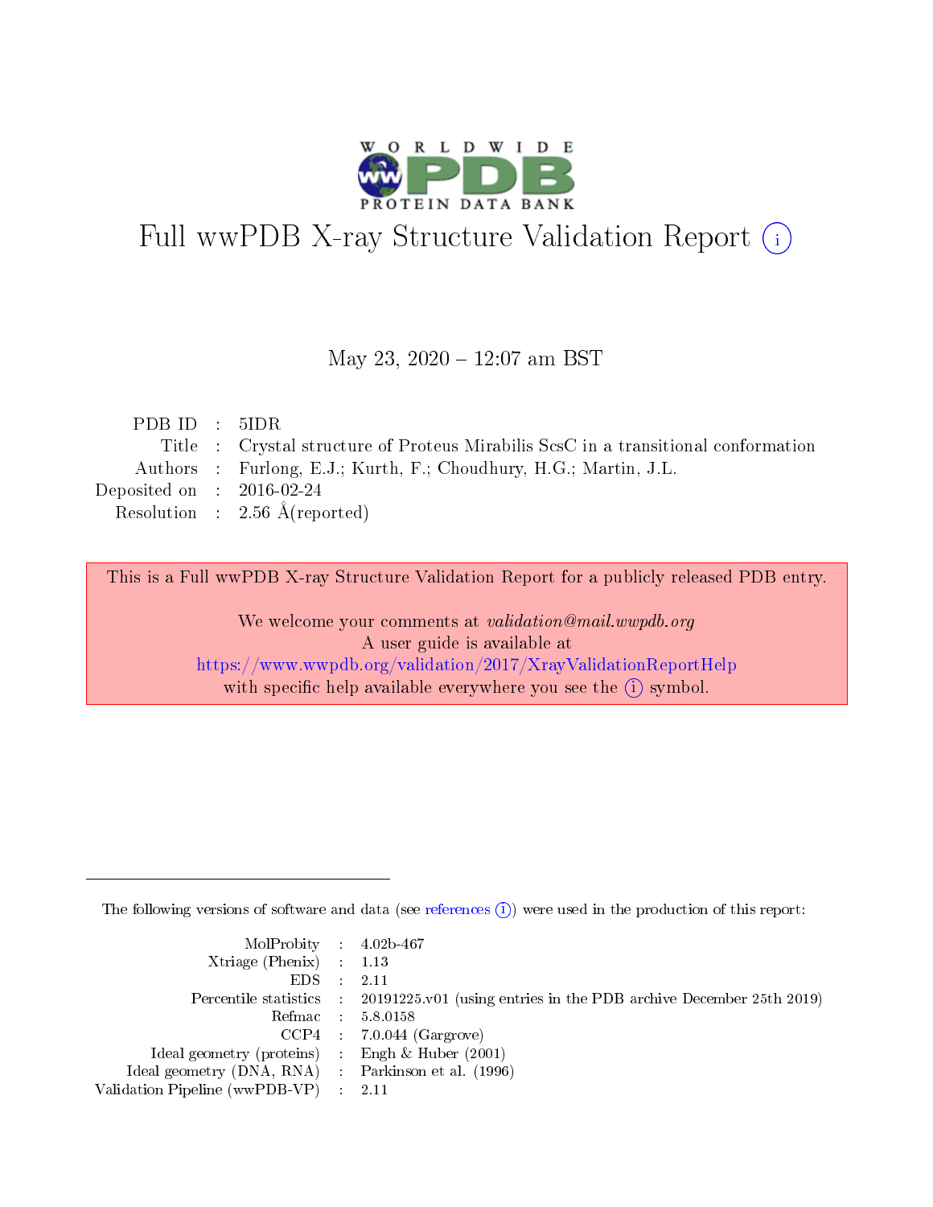# Full wwPDB X-ray Structure Validation Report

May 23, 2020 – 12:07 am BST

| | | |
|---|---|---|
| PDB ID | : | 5IDR |
| Title | : | Crystal structure of Proteus Mirabilis ScsC in a transitional conformation |
| Authors | : | Furlong, E.J.; Kurth, F.; Choudhury, H.G.; Martin, J.L. |
| Deposited on | : | 2016-02-24 |
| Resolution | : | 2.56 Å(reported) |

This is a Full wwPDB X-ray Structure Validation Report for a publicly released PDB entry.

We welcome your comments at *validation@mail.wwpdb.org*
A user guide is available at
https://www.wwpdb.org/validation/2017/XrayValidationReportHelp
with specific help available everywhere you see the (i) symbol.

The following versions of software and data (see references (i)) were used in the production of this report:

| | | |
|---|---|---|
| MolProbity | : | 4.02b-467 |
| Xtriage (Phenix) | : | 1.13 |
| EDS | : | 2.11 |
| Percentile statistics | : | 20191225.v01 (using entries in the PDB archive December 25th 2019) |
| Refmac | : | 5.8.0158 |
| CCP4 | : | 7.0.044 (Gargrove) |
| Ideal geometry (proteins) | : | Engh & Huber (2001) |
| Ideal geometry (DNA, RNA) | : | Parkinson et al. (1996) |
| Validation Pipeline (wwPDB-VP) | : | 2.11 |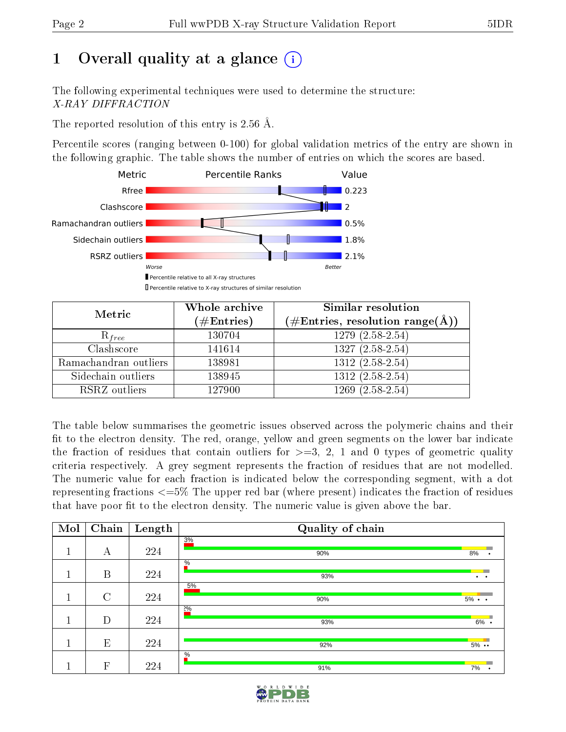# 1 Overall quality at a glance

The following experimental techniques were used to determine the structure: *X-RAY DIFFRACTION*

The reported resolution of this entry is 2.56 Å.

Percentile scores (ranging between 0-100) for global validation metrics of the entry are shown in the following graphic. The table shows the number of entries on which the scores are based.

| Metric | Value |
|---|---|
| Rfree | 0.223 |
| Clashscore | 2 |
| Ramachandran outliers | 0.5% |
| Sidechain outliers | 1.8% |
| RSRZ outliers | 2.1% |

Worse — Better

▮ Percentile relative to all X-ray structures
▯ Percentile relative to X-ray structures of similar resolution

| Metric | Whole archive (#Entries) | Similar resolution (#Entries, resolution range(Å)) |
|---|---|---|
| $R_{free}$ | 130704 | 1279 (2.58-2.54) |
| Clashscore | 141614 | 1327 (2.58-2.54) |
| Ramachandran outliers | 138981 | 1312 (2.58-2.54) |
| Sidechain outliers | 138945 | 1312 (2.58-2.54) |
| RSRZ outliers | 127900 | 1269 (2.58-2.54) |

The table below summarises the geometric issues observed across the polymeric chains and their fit to the electron density. The red, orange, yellow and green segments on the lower bar indicate the fraction of residues that contain outliers for >=3, 2, 1 and 0 types of geometric quality criteria respectively. A grey segment represents the fraction of residues that are not modelled. The numeric value for each fraction is indicated below the corresponding segment, with a dot representing fractions <=5% The upper red bar (where present) indicates the fraction of residues that have poor fit to the electron density. The numeric value is given above the bar.

| Mol | Chain | Length | Quality of chain |
|---|---|---|---|
| 1 | A | 224 | 3%; 90%, 8%, • |
| 1 | B | 224 | %; 93%, •, • |
| 1 | C | 224 | 5%; 90%, 5%, •, • |
| 1 | D | 224 | 2%; 93%, 6%, • |
| 1 | E | 224 | 92%, 5%, •• |
| 1 | F | 224 | %; 91%, 7%, • |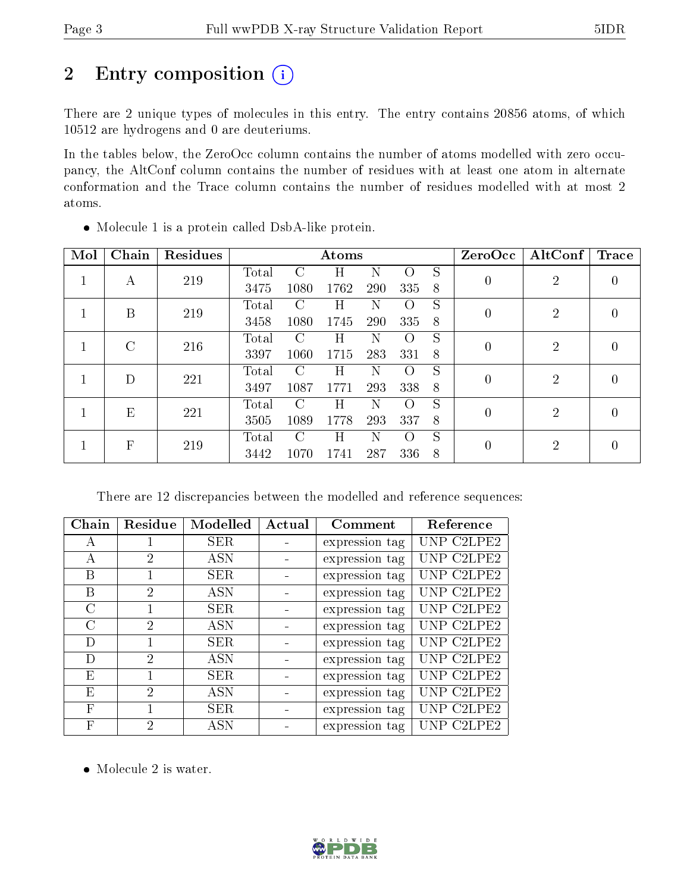# 2 Entry composition

There are 2 unique types of molecules in this entry. The entry contains 20856 atoms, of which 10512 are hydrogens and 0 are deuteriums.

In the tables below, the ZeroOcc column contains the number of atoms modelled with zero occupancy, the AltConf column contains the number of residues with at least one atom in alternate conformation and the Trace column contains the number of residues modelled with at most 2 atoms.

- Molecule 1 is a protein called DsbA-like protein.

| Mol | Chain | Residues | Atoms | | | | | | ZeroOcc | AltConf | Trace |
|---|---|---|---|---|---|---|---|---|---|---|---|
| 1 | A | 219 | Total<br>3475 | C<br>1080 | H<br>1762 | N<br>290 | O<br>335 | S<br>8 | 0 | 2 | 0 |
| 1 | B | 219 | Total<br>3458 | C<br>1080 | H<br>1745 | N<br>290 | O<br>335 | S<br>8 | 0 | 2 | 0 |
| 1 | C | 216 | Total<br>3397 | C<br>1060 | H<br>1715 | N<br>283 | O<br>331 | S<br>8 | 0 | 2 | 0 |
| 1 | D | 221 | Total<br>3497 | C<br>1087 | H<br>1771 | N<br>293 | O<br>338 | S<br>8 | 0 | 2 | 0 |
| 1 | E | 221 | Total<br>3505 | C<br>1089 | H<br>1778 | N<br>293 | O<br>337 | S<br>8 | 0 | 2 | 0 |
| 1 | F | 219 | Total<br>3442 | C<br>1070 | H<br>1741 | N<br>287 | O<br>336 | S<br>8 | 0 | 2 | 0 |

There are 12 discrepancies between the modelled and reference sequences:

| Chain | Residue | Modelled | Actual | Comment | Reference |
|---|---|---|---|---|---|
| A | 1 | SER | - | expression tag | UNP C2LPE2 |
| A | 2 | ASN | - | expression tag | UNP C2LPE2 |
| B | 1 | SER | - | expression tag | UNP C2LPE2 |
| B | 2 | ASN | - | expression tag | UNP C2LPE2 |
| C | 1 | SER | - | expression tag | UNP C2LPE2 |
| C | 2 | ASN | - | expression tag | UNP C2LPE2 |
| D | 1 | SER | - | expression tag | UNP C2LPE2 |
| D | 2 | ASN | - | expression tag | UNP C2LPE2 |
| E | 1 | SER | - | expression tag | UNP C2LPE2 |
| E | 2 | ASN | - | expression tag | UNP C2LPE2 |
| F | 1 | SER | - | expression tag | UNP C2LPE2 |
| F | 2 | ASN | - | expression tag | UNP C2LPE2 |

- Molecule 2 is water.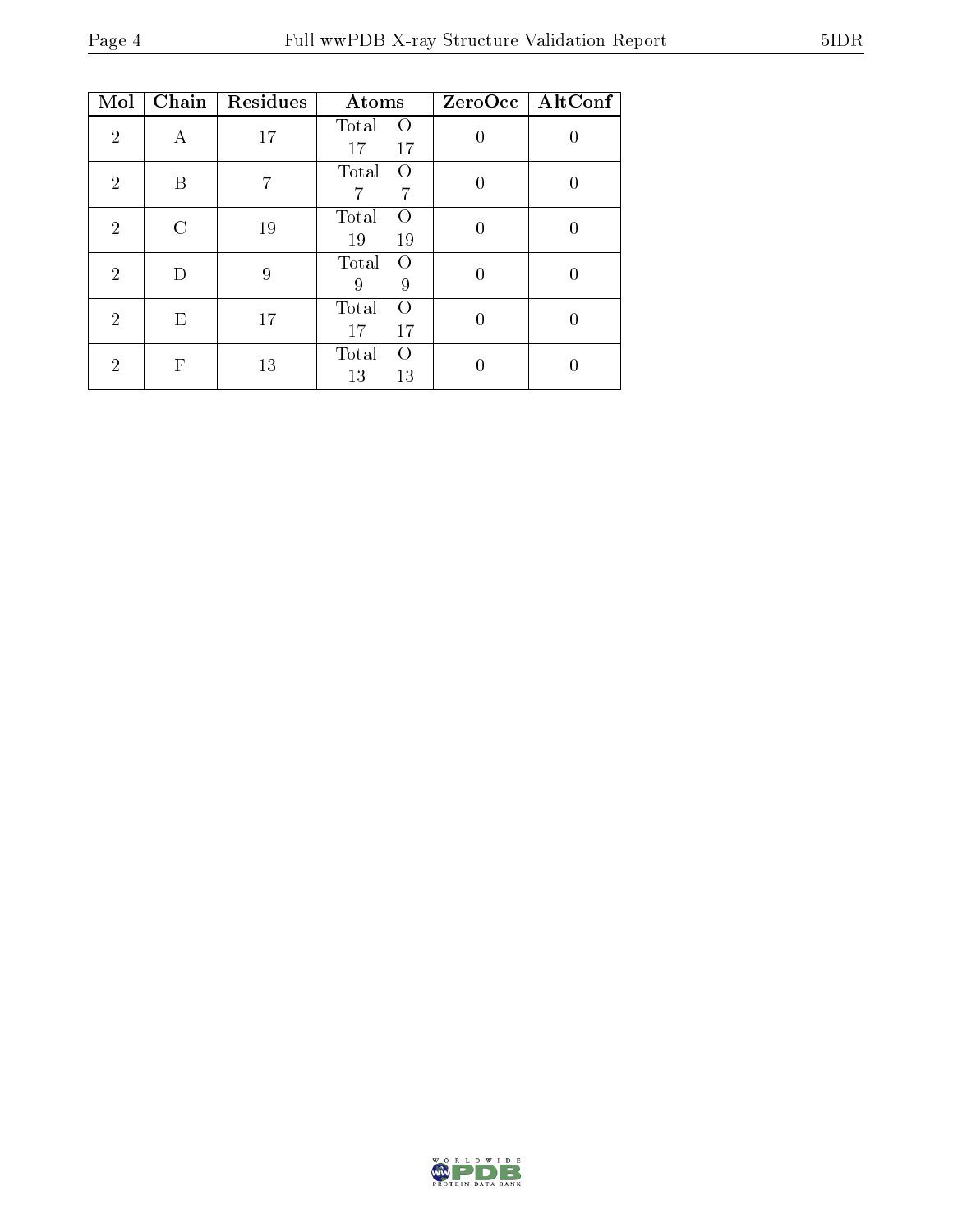| Mol | Chain | Residues | Atoms | | ZeroOcc | AltConf |
|---|---|---|---|---|---|---|
| | | | Total | O | | |
| 2 | A | 17 | 17 | 17 | 0 | 0 |
| 2 | B | 7 | 7 | 7 | 0 | 0 |
| 2 | C | 19 | 19 | 19 | 0 | 0 |
| 2 | D | 9 | 9 | 9 | 0 | 0 |
| 2 | E | 17 | 17 | 17 | 0 | 0 |
| 2 | F | 13 | 13 | 13 | 0 | 0 |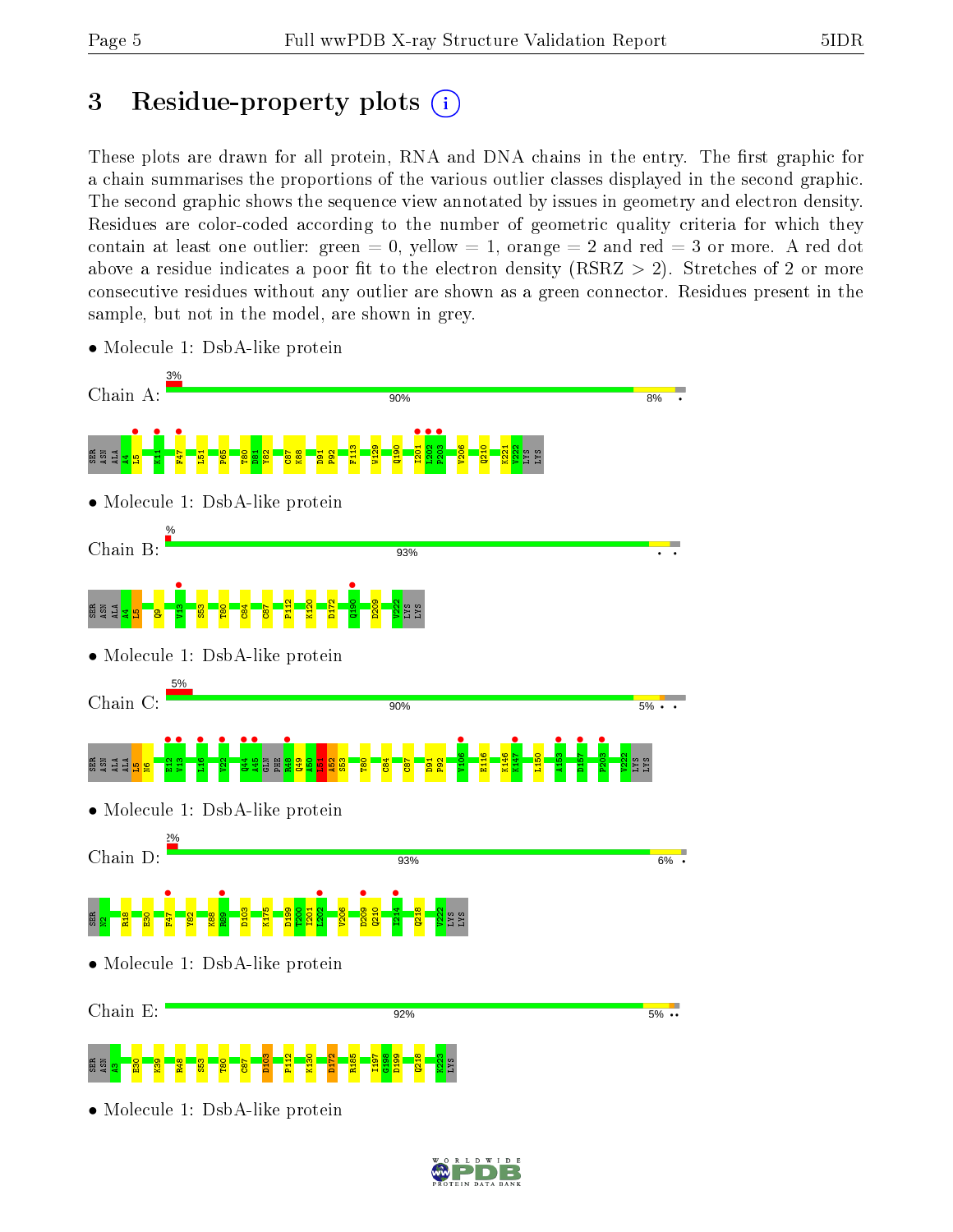# 3 Residue-property plots

These plots are drawn for all protein, RNA and DNA chains in the entry. The first graphic for a chain summarises the proportions of the various outlier classes displayed in the second graphic. The second graphic shows the sequence view annotated by issues in geometry and electron density. Residues are color-coded according to the number of geometric quality criteria for which they contain at least one outlier: green = 0, yellow = 1, orange = 2 and red = 3 or more. A red dot above a residue indicates a poor fit to the electron density (RSRZ > 2). Stretches of 2 or more consecutive residues without any outlier are shown as a green connector. Residues present in the sample, but not in the model, are shown in grey.

- Molecule 1: DsbA-like protein

Chain A: 3% | 90% | 8%

SER ASN ALA A4 L5 K11 F47 L51 P65 T80 D81 Y82 C87 K88 D91 P92 F113 W129 Q190 I201 L202 P203 V206 Q210 K221 V222 LYS LYS

- Molecule 1: DsbA-like protein

Chain B: % | 93%

SER ASN ALA A4 L5 Q9 V13 S53 T80 C84 C87 P112 K120 D172 Q190 D209 V222 LYS LYS

- Molecule 1: DsbA-like protein

Chain C: 5% | 90% | 5%

SER ASN ALA ALA L5 N6 E12 V13 L16 V22 Q44 A45 GLN PHE R48 Q49 A50 L51 A52 S53 T80 C84 C87 D91 P92 V106 E116 K146 K147 L150 A153 D157 P203 V222 LYS LYS

- Molecule 1: DsbA-like protein

Chain D: 2% | 93% | 6%

SER N2 R18 E30 F47 Y82 K88 R89 D103 K175 D199 T200 I201 L202 V206 D209 Q210 I214 Q218 V222 LYS LYS

- Molecule 1: DsbA-like protein

Chain E: 92% | 5%

SER ASN A3 E30 K39 R48 S53 T80 C87 D103 P112 K130 D172 R185 I197 G198 D199 Q218 K223 LYS

- Molecule 1: DsbA-like protein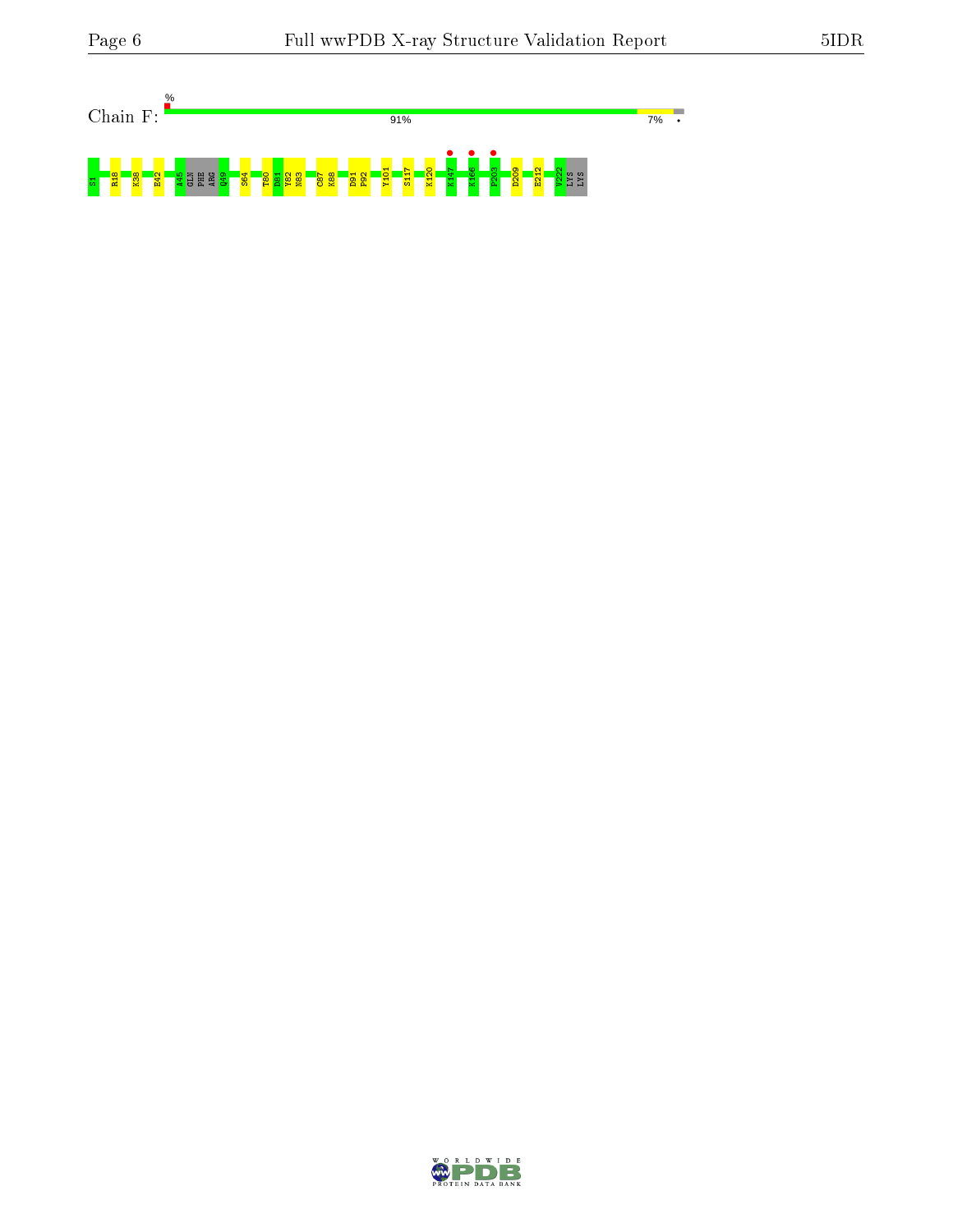Chain F:

%

91%

7%

•

S1 R18 K38 E42 A45 GLN PHE ARG Q49 S64 T80 D81 Y82 N83 C87 K88 D91 P92 Y101 S117 K120 K147 K166 P203 D209 E212 V222 LYS LYS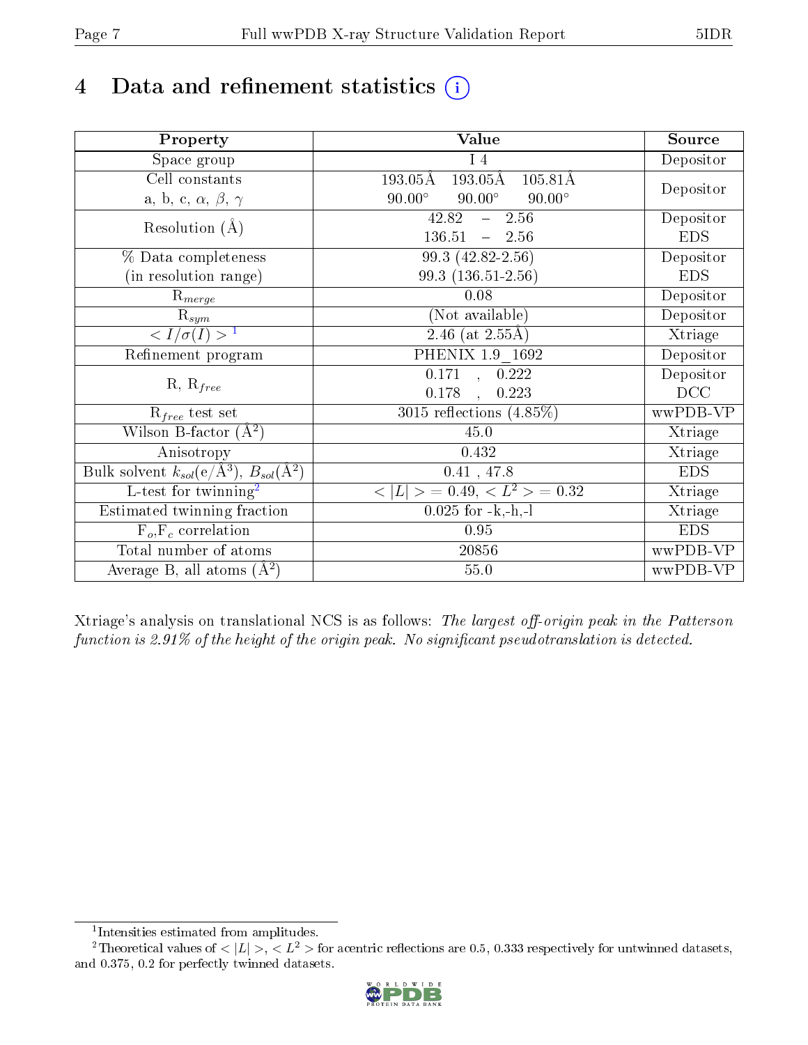# 4 Data and refinement statistics

| Property | Value | Source |
|---|---|---|
| Space group | I 4 | Depositor |
| Cell constants<br>a, b, c, $\alpha$, $\beta$, $\gamma$ | 193.05Å 193.05Å 105.81Å<br>90.00° 90.00° 90.00° | Depositor |
| Resolution (Å) | 42.82 – 2.56 | Depositor |
| | 136.51 – 2.56 | EDS |
| % Data completeness<br>(in resolution range) | 99.3 (42.82-2.56) | Depositor |
| | 99.3 (136.51-2.56) | EDS |
| $R_{merge}$ | 0.08 | Depositor |
| $R_{sym}$ | (Not available) | Depositor |
| $< I/\sigma(I) >$ [1] | 2.46 (at 2.55Å) | Xtriage |
| Refinement program | PHENIX 1.9_1692 | Depositor |
| R, $R_{free}$ | 0.171 , 0.222 | Depositor |
| | 0.178 , 0.223 | DCC |
| $R_{free}$ test set | 3015 reflections (4.85%) | wwPDB-VP |
| Wilson B-factor (Å$^2$) | 45.0 | Xtriage |
| Anisotropy | 0.432 | Xtriage |
| Bulk solvent $k_{sol}$(e/Å$^3$), $B_{sol}$(Å$^2$) | 0.41 , 47.8 | EDS |
| L-test for twinning[2] | $< \|L\| >$ = 0.49, $< L^2 >$ = 0.32 | Xtriage |
| Estimated twinning fraction | 0.025 for -k,-h,-l | Xtriage |
| $F_o$,$F_c$ correlation | 0.95 | EDS |
| Total number of atoms | 20856 | wwPDB-VP |
| Average B, all atoms (Å$^2$) | 55.0 | wwPDB-VP |

Xtriage's analysis on translational NCS is as follows: *The largest off-origin peak in the Patterson function is 2.91% of the height of the origin peak. No significant pseudotranslation is detected.*

[1] Intensities estimated from amplitudes.

[2] Theoretical values of $< |L| >$, $< L^2 >$ for acentric reflections are 0.5, 0.333 respectively for untwinned datasets, and 0.375, 0.2 for perfectly twinned datasets.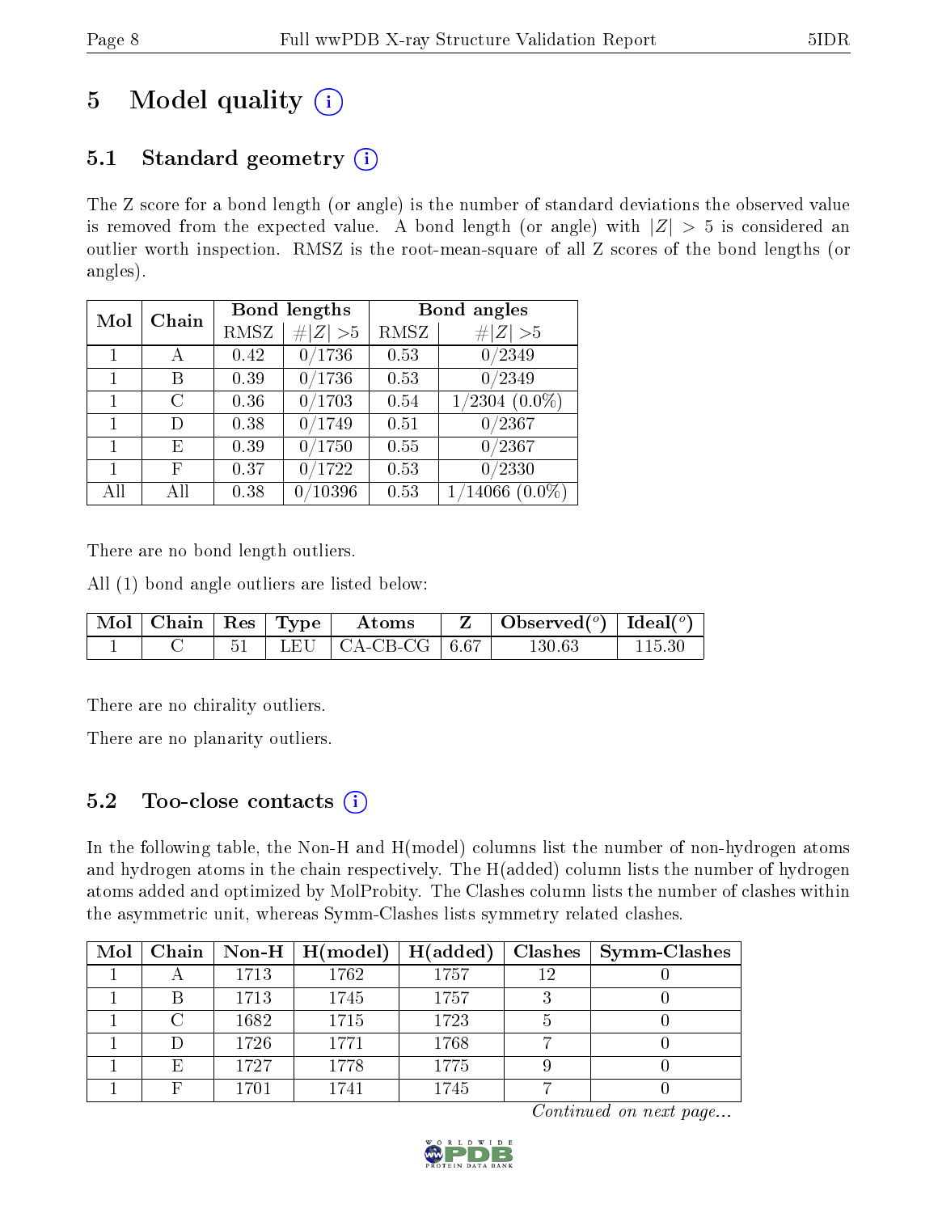# 5 Model quality

## 5.1 Standard geometry

The Z score for a bond length (or angle) is the number of standard deviations the observed value is removed from the expected value. A bond length (or angle) with $|Z| > 5$ is considered an outlier worth inspection. RMSZ is the root-mean-square of all Z scores of the bond lengths (or angles).

| Mol | Chain | Bond lengths | | Bond angles | |
|---|---|---|---|---|---|
| | | RMSZ | #$\|Z\|$ >5 | RMSZ | #$\|Z\|$ >5 |
| 1 | A | 0.42 | 0/1736 | 0.53 | 0/2349 |
| 1 | B | 0.39 | 0/1736 | 0.53 | 0/2349 |
| 1 | C | 0.36 | 0/1703 | 0.54 | 1/2304 (0.0%) |
| 1 | D | 0.38 | 0/1749 | 0.51 | 0/2367 |
| 1 | E | 0.39 | 0/1750 | 0.55 | 0/2367 |
| 1 | F | 0.37 | 0/1722 | 0.53 | 0/2330 |
| All | All | 0.38 | 0/10396 | 0.53 | 1/14066 (0.0%) |

There are no bond length outliers.

All (1) bond angle outliers are listed below:

| Mol | Chain | Res | Type | Atoms | Z | Observed(°) | Ideal(°) |
|---|---|---|---|---|---|---|---|
| 1 | C | 51 | LEU | CA-CB-CG | 6.67 | 130.63 | 115.30 |

There are no chirality outliers.

There are no planarity outliers.

## 5.2 Too-close contacts

In the following table, the Non-H and H(model) columns list the number of non-hydrogen atoms and hydrogen atoms in the chain respectively. The H(added) column lists the number of hydrogen atoms added and optimized by MolProbity. The Clashes column lists the number of clashes within the asymmetric unit, whereas Symm-Clashes lists symmetry related clashes.

| Mol | Chain | Non-H | H(model) | H(added) | Clashes | Symm-Clashes |
|---|---|---|---|---|---|---|
| 1 | A | 1713 | 1762 | 1757 | 12 | 0 |
| 1 | B | 1713 | 1745 | 1757 | 3 | 0 |
| 1 | C | 1682 | 1715 | 1723 | 5 | 0 |
| 1 | D | 1726 | 1771 | 1768 | 7 | 0 |
| 1 | E | 1727 | 1778 | 1775 | 9 | 0 |
| 1 | F | 1701 | 1741 | 1745 | 7 | 0 |

*Continued on next page...*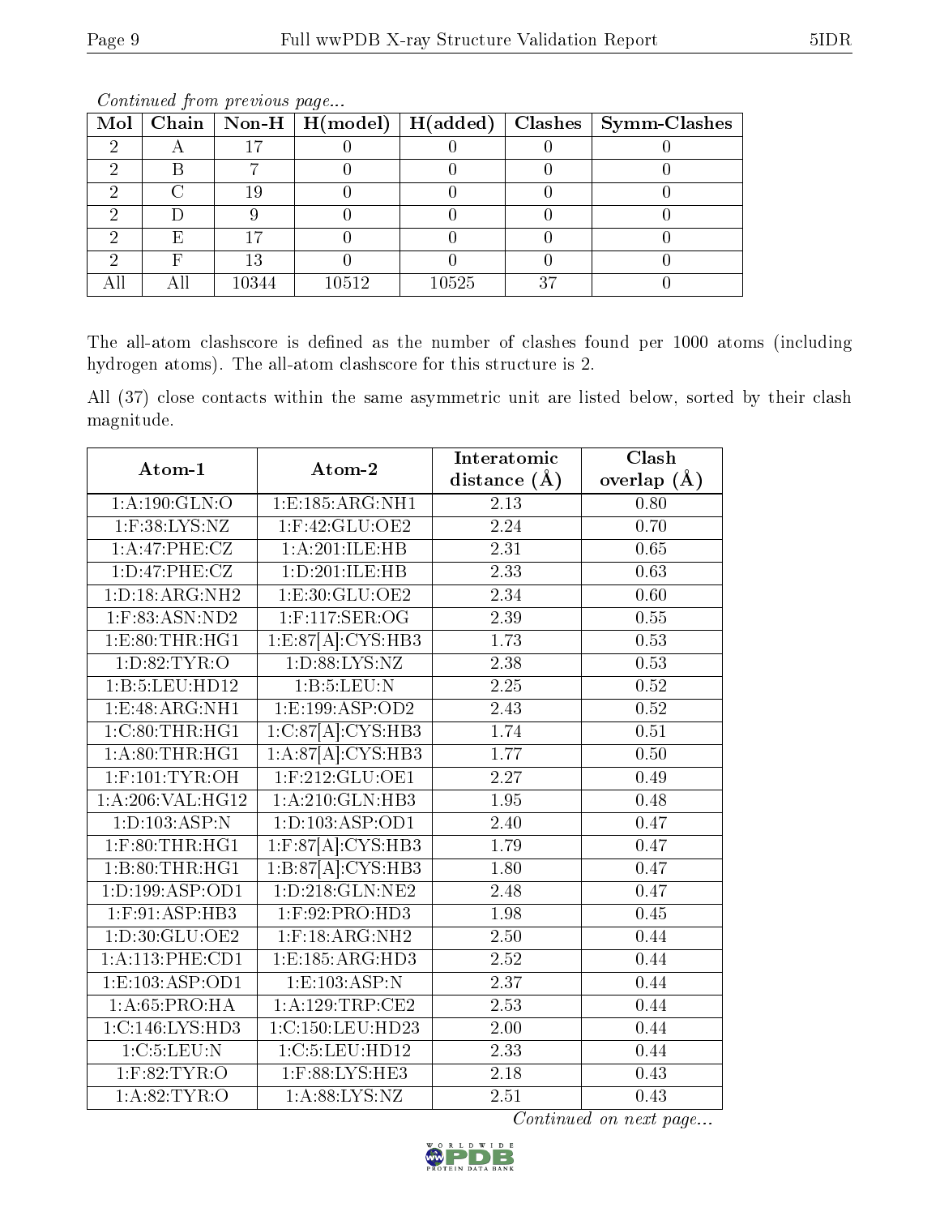*Continued from previous page...*

| Mol | Chain | Non-H | H(model) | H(added) | Clashes | Symm-Clashes |
|---|---|---|---|---|---|---|
| 2 | A | 17 | 0 | 0 | 0 | 0 |
| 2 | B | 7 | 0 | 0 | 0 | 0 |
| 2 | C | 19 | 0 | 0 | 0 | 0 |
| 2 | D | 9 | 0 | 0 | 0 | 0 |
| 2 | E | 17 | 0 | 0 | 0 | 0 |
| 2 | F | 13 | 0 | 0 | 0 | 0 |
| All | All | 10344 | 10512 | 10525 | 37 | 0 |

The all-atom clashscore is defined as the number of clashes found per 1000 atoms (including hydrogen atoms). The all-atom clashscore for this structure is 2.

All (37) close contacts within the same asymmetric unit are listed below, sorted by their clash magnitude.

| Atom-1 | Atom-2 | Interatomic distance (Å) | Clash overlap (Å) |
|---|---|---|---|
| 1:A:190:GLN:O | 1:E:185:ARG:NH1 | 2.13 | 0.80 |
| 1:F:38:LYS:NZ | 1:F:42:GLU:OE2 | 2.24 | 0.70 |
| 1:A:47:PHE:CZ | 1:A:201:ILE:HB | 2.31 | 0.65 |
| 1:D:47:PHE:CZ | 1:D:201:ILE:HB | 2.33 | 0.63 |
| 1:D:18:ARG:NH2 | 1:E:30:GLU:OE2 | 2.34 | 0.60 |
| 1:F:83:ASN:ND2 | 1:F:117:SER:OG | 2.39 | 0.55 |
| 1:E:80:THR:HG1 | 1:E:87[A]:CYS:HB3 | 1.73 | 0.53 |
| 1:D:82:TYR:O | 1:D:88:LYS:NZ | 2.38 | 0.53 |
| 1:B:5:LEU:HD12 | 1:B:5:LEU:N | 2.25 | 0.52 |
| 1:E:48:ARG:NH1 | 1:E:199:ASP:OD2 | 2.43 | 0.52 |
| 1:C:80:THR:HG1 | 1:C:87[A]:CYS:HB3 | 1.74 | 0.51 |
| 1:A:80:THR:HG1 | 1:A:87[A]:CYS:HB3 | 1.77 | 0.50 |
| 1:F:101:TYR:OH | 1:F:212:GLU:OE1 | 2.27 | 0.49 |
| 1:A:206:VAL:HG12 | 1:A:210:GLN:HB3 | 1.95 | 0.48 |
| 1:D:103:ASP:N | 1:D:103:ASP:OD1 | 2.40 | 0.47 |
| 1:F:80:THR:HG1 | 1:F:87[A]:CYS:HB3 | 1.79 | 0.47 |
| 1:B:80:THR:HG1 | 1:B:87[A]:CYS:HB3 | 1.80 | 0.47 |
| 1:D:199:ASP:OD1 | 1:D:218:GLN:NE2 | 2.48 | 0.47 |
| 1:F:91:ASP:HB3 | 1:F:92:PRO:HD3 | 1.98 | 0.45 |
| 1:D:30:GLU:OE2 | 1:F:18:ARG:NH2 | 2.50 | 0.44 |
| 1:A:113:PHE:CD1 | 1:E:185:ARG:HD3 | 2.52 | 0.44 |
| 1:E:103:ASP:OD1 | 1:E:103:ASP:N | 2.37 | 0.44 |
| 1:A:65:PRO:HA | 1:A:129:TRP:CE2 | 2.53 | 0.44 |
| 1:C:146:LYS:HD3 | 1:C:150:LEU:HD23 | 2.00 | 0.44 |
| 1:C:5:LEU:N | 1:C:5:LEU:HD12 | 2.33 | 0.44 |
| 1:F:82:TYR:O | 1:F:88:LYS:HE3 | 2.18 | 0.43 |
| 1:A:82:TYR:O | 1:A:88:LYS:NZ | 2.51 | 0.43 |

*Continued on next page...*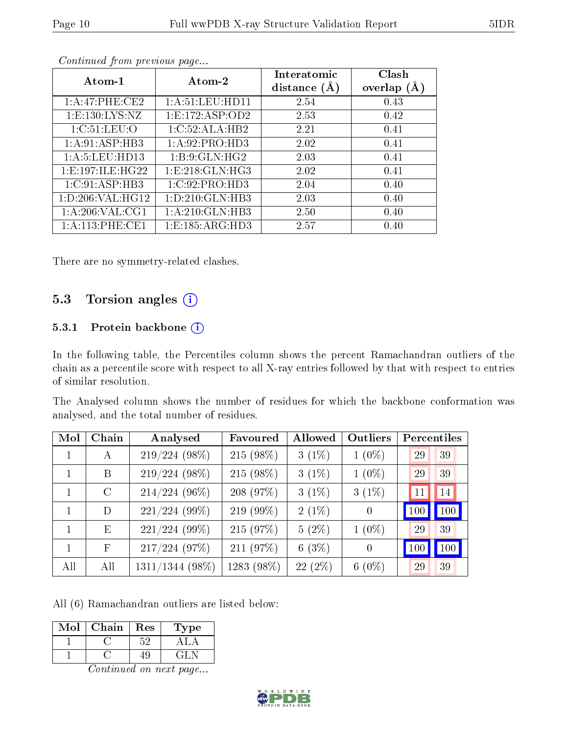*Continued from previous page...*

| Atom-1 | Atom-2 | Interatomic distance (Å) | Clash overlap (Å) |
|---|---|---|---|
| 1:A:47:PHE:CE2 | 1:A:51:LEU:HD11 | 2.54 | 0.43 |
| 1:E:130:LYS:NZ | 1:E:172:ASP:OD2 | 2.53 | 0.42 |
| 1:C:51:LEU:O | 1:C:52:ALA:HB2 | 2.21 | 0.41 |
| 1:A:91:ASP:HB3 | 1:A:92:PRO:HD3 | 2.02 | 0.41 |
| 1:A:5:LEU:HD13 | 1:B:9:GLN:HG2 | 2.03 | 0.41 |
| 1:E:197:ILE:HG22 | 1:E:218:GLN:HG3 | 2.02 | 0.41 |
| 1:C:91:ASP:HB3 | 1:C:92:PRO:HD3 | 2.04 | 0.40 |
| 1:D:206:VAL:HG12 | 1:D:210:GLN:HB3 | 2.03 | 0.40 |
| 1:A:206:VAL:CG1 | 1:A:210:GLN:HB3 | 2.50 | 0.40 |
| 1:A:113:PHE:CE1 | 1:E:185:ARG:HD3 | 2.57 | 0.40 |

There are no symmetry-related clashes.

## 5.3 Torsion angles (i)

### 5.3.1 Protein backbone (i)

In the following table, the Percentiles column shows the percent Ramachandran outliers of the chain as a percentile score with respect to all X-ray entries followed by that with respect to entries of similar resolution.

The Analysed column shows the number of residues for which the backbone conformation was analysed, and the total number of residues.

| Mol | Chain | Analysed | Favoured | Allowed | Outliers | Percentiles | |
|---|---|---|---|---|---|---|---|
| 1 | A | 219/224 (98%) | 215 (98%) | 3 (1%) | 1 (0%) | 29 | 39 |
| 1 | B | 219/224 (98%) | 215 (98%) | 3 (1%) | 1 (0%) | 29 | 39 |
| 1 | C | 214/224 (96%) | 208 (97%) | 3 (1%) | 3 (1%) | 11 | 14 |
| 1 | D | 221/224 (99%) | 219 (99%) | 2 (1%) | 0 | 100 | 100 |
| 1 | E | 221/224 (99%) | 215 (97%) | 5 (2%) | 1 (0%) | 29 | 39 |
| 1 | F | 217/224 (97%) | 211 (97%) | 6 (3%) | 0 | 100 | 100 |
| All | All | 1311/1344 (98%) | 1283 (98%) | 22 (2%) | 6 (0%) | 29 | 39 |

All (6) Ramachandran outliers are listed below:

| Mol | Chain | Res | Type |
|---|---|---|---|
| 1 | C | 52 | ALA |
| 1 | C | 49 | GLN |

*Continued on next page...*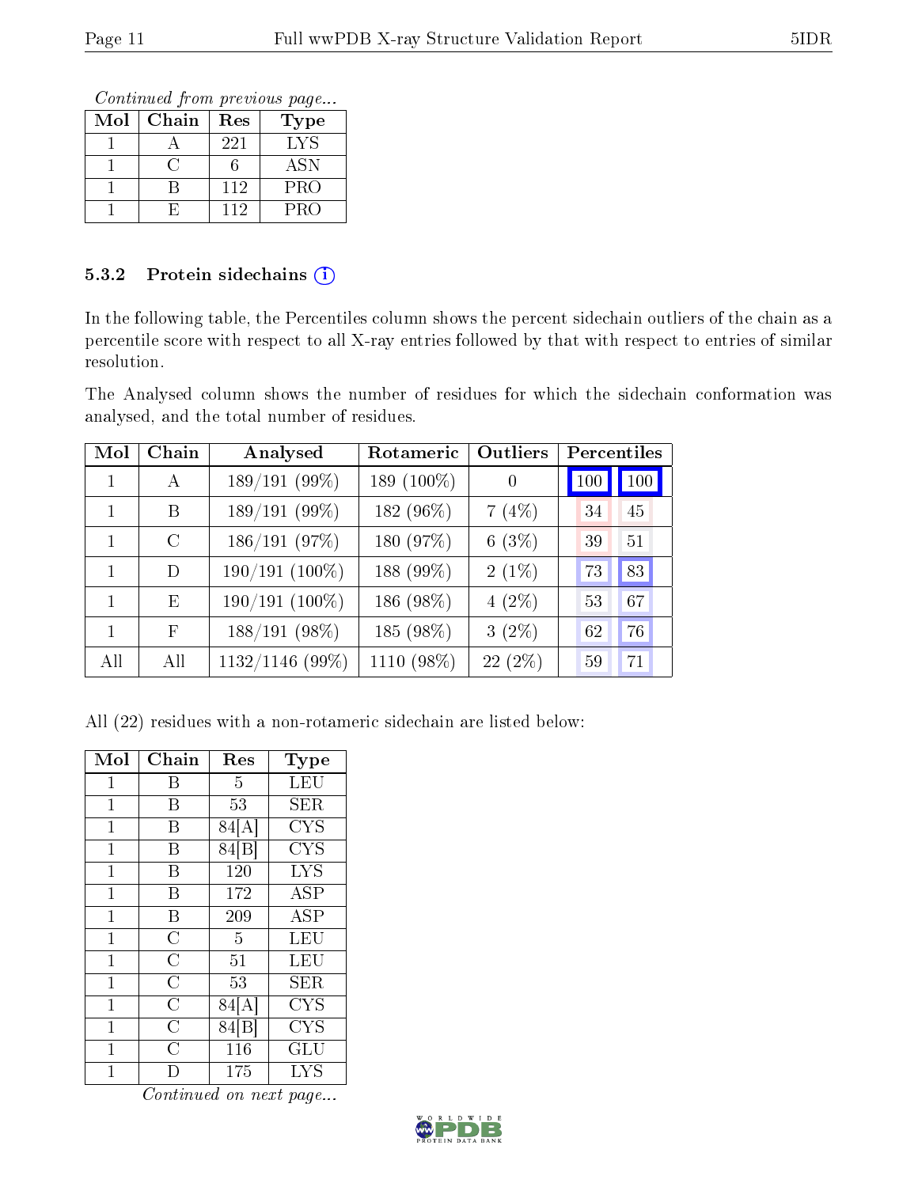*Continued from previous page...*

| Mol | Chain | Res | Type |
|---|---|---|---|
| 1 | A | 221 | LYS |
| 1 | C | 6 | ASN |
| 1 | B | 112 | PRO |
| 1 | E | 112 | PRO |

### 5.3.2 Protein sidechains (i)

In the following table, the Percentiles column shows the percent sidechain outliers of the chain as a percentile score with respect to all X-ray entries followed by that with respect to entries of similar resolution.

The Analysed column shows the number of residues for which the sidechain conformation was analysed, and the total number of residues.

| Mol | Chain | Analysed | Rotameric | Outliers | Percentiles | |
|---|---|---|---|---|---|---|
| 1 | A | 189/191 (99%) | 189 (100%) | 0 | 100 | 100 |
| 1 | B | 189/191 (99%) | 182 (96%) | 7 (4%) | 34 | 45 |
| 1 | C | 186/191 (97%) | 180 (97%) | 6 (3%) | 39 | 51 |
| 1 | D | 190/191 (100%) | 188 (99%) | 2 (1%) | 73 | 83 |
| 1 | E | 190/191 (100%) | 186 (98%) | 4 (2%) | 53 | 67 |
| 1 | F | 188/191 (98%) | 185 (98%) | 3 (2%) | 62 | 76 |
| All | All | 1132/1146 (99%) | 1110 (98%) | 22 (2%) | 59 | 71 |

All (22) residues with a non-rotameric sidechain are listed below:

| Mol | Chain | Res | Type |
|---|---|---|---|
| 1 | B | 5 | LEU |
| 1 | B | 53 | SER |
| 1 | B | 84[A] | CYS |
| 1 | B | 84[B] | CYS |
| 1 | B | 120 | LYS |
| 1 | B | 172 | ASP |
| 1 | B | 209 | ASP |
| 1 | C | 5 | LEU |
| 1 | C | 51 | LEU |
| 1 | C | 53 | SER |
| 1 | C | 84[A] | CYS |
| 1 | C | 84[B] | CYS |
| 1 | C | 116 | GLU |
| 1 | D | 175 | LYS |

*Continued on next page...*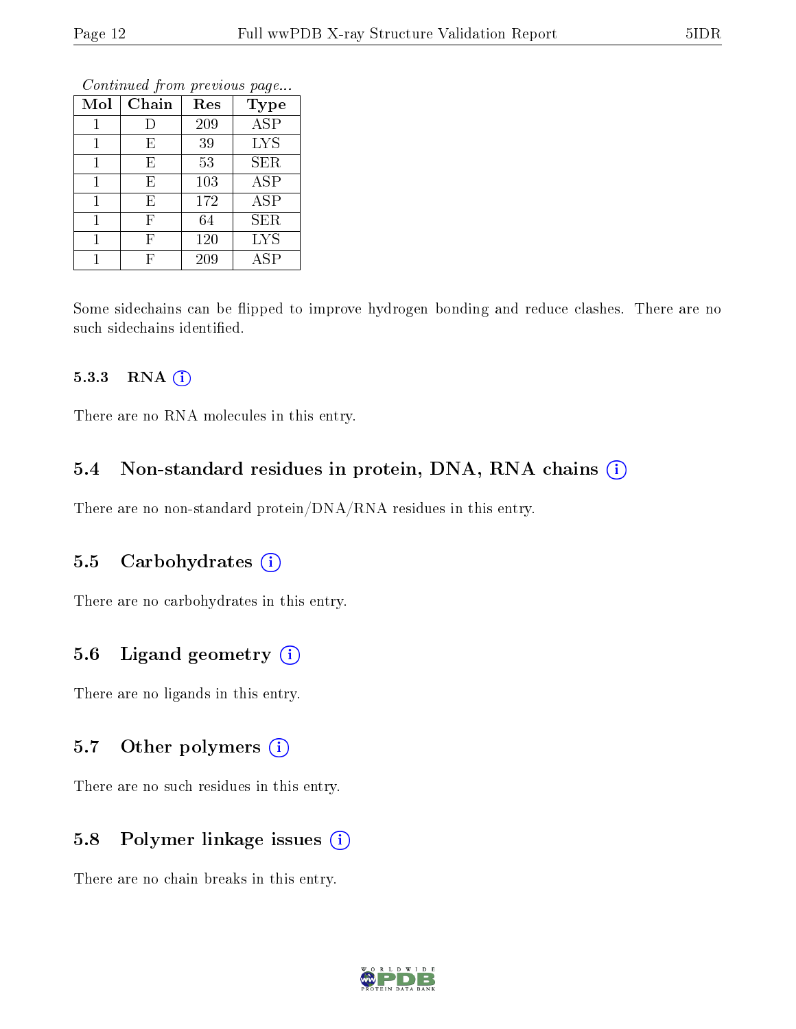*Continued from previous page...*

| Mol | Chain | Res | Type |
|---|---|---|---|
| 1 | D | 209 | ASP |
| 1 | E | 39 | LYS |
| 1 | E | 53 | SER |
| 1 | E | 103 | ASP |
| 1 | E | 172 | ASP |
| 1 | F | 64 | SER |
| 1 | F | 120 | LYS |
| 1 | F | 209 | ASP |

Some sidechains can be flipped to improve hydrogen bonding and reduce clashes. There are no such sidechains identified.

#### 5.3.3 RNA (i)

There are no RNA molecules in this entry.

### 5.4 Non-standard residues in protein, DNA, RNA chains (i)

There are no non-standard protein/DNA/RNA residues in this entry.

### 5.5 Carbohydrates (i)

There are no carbohydrates in this entry.

### 5.6 Ligand geometry (i)

There are no ligands in this entry.

### 5.7 Other polymers (i)

There are no such residues in this entry.

### 5.8 Polymer linkage issues (i)

There are no chain breaks in this entry.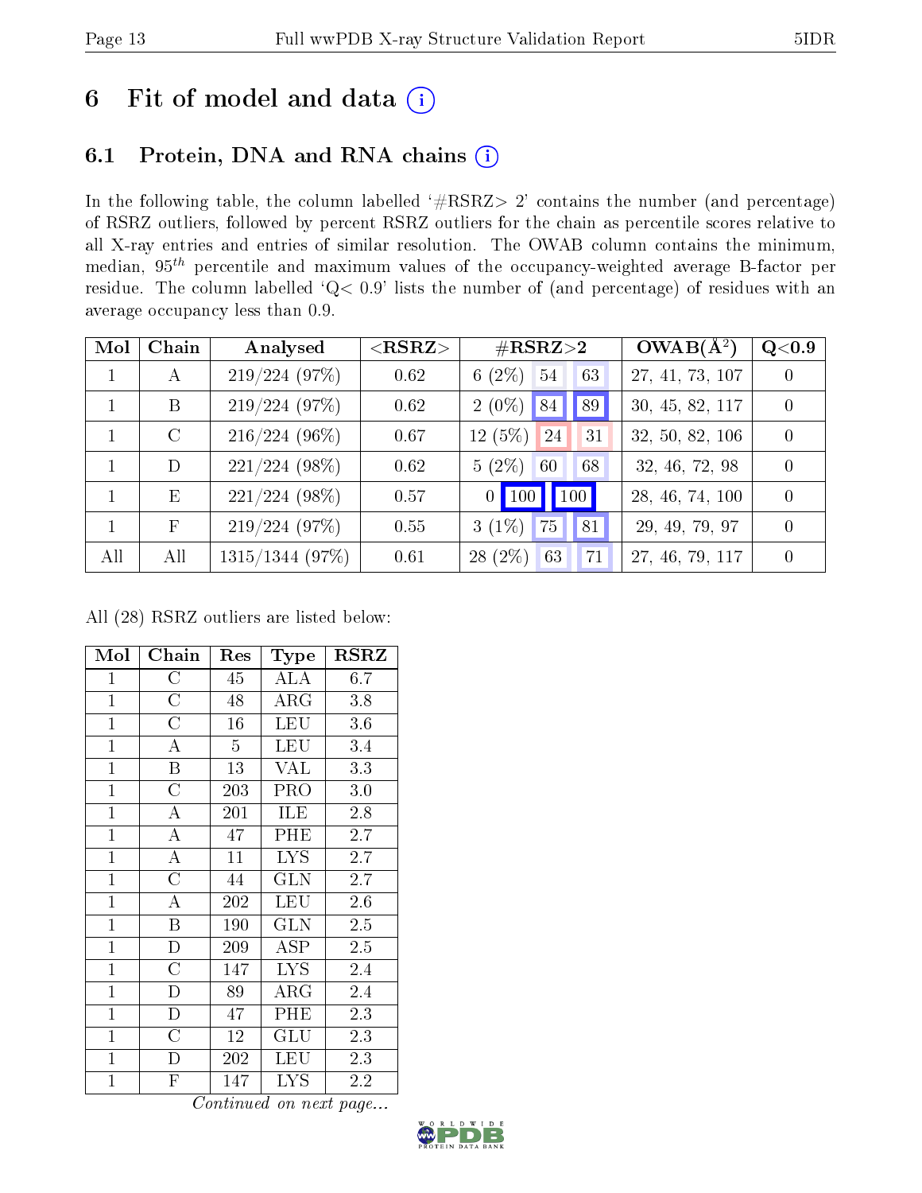# 6 Fit of model and data (i)

## 6.1 Protein, DNA and RNA chains (i)

In the following table, the column labelled '#RSRZ> 2' contains the number (and percentage) of RSRZ outliers, followed by percent RSRZ outliers for the chain as percentile scores relative to all X-ray entries and entries of similar resolution. The OWAB column contains the minimum, median, $95^{th}$ percentile and maximum values of the occupancy-weighted average B-factor per residue. The column labelled 'Q< 0.9' lists the number of (and percentage) of residues with an average occupancy less than 0.9.

| Mol | Chain | Analysed | <RSRZ> | #RSRZ>2 | | | OWAB(Å²) | Q<0.9 |
|---|---|---|---|---|---|---|---|---|
| 1 | A | 219/224 (97%) | 0.62 | 6 (2%) | 54 | 63 | 27, 41, 73, 107 | 0 |
| 1 | B | 219/224 (97%) | 0.62 | 2 (0%) | 84 | 89 | 30, 45, 82, 117 | 0 |
| 1 | C | 216/224 (96%) | 0.67 | 12 (5%) | 24 | 31 | 32, 50, 82, 106 | 0 |
| 1 | D | 221/224 (98%) | 0.62 | 5 (2%) | 60 | 68 | 32, 46, 72, 98 | 0 |
| 1 | E | 221/224 (98%) | 0.57 | 0 | 100 | 100 | 28, 46, 74, 100 | 0 |
| 1 | F | 219/224 (97%) | 0.55 | 3 (1%) | 75 | 81 | 29, 49, 79, 97 | 0 |
| All | All | 1315/1344 (97%) | 0.61 | 28 (2%) | 63 | 71 | 27, 46, 79, 117 | 0 |

All (28) RSRZ outliers are listed below:

| Mol | Chain | Res | Type | RSRZ |
|---|---|---|---|---|
| 1 | C | 45 | ALA | 6.7 |
| 1 | C | 48 | ARG | 3.8 |
| 1 | C | 16 | LEU | 3.6 |
| 1 | A | 5 | LEU | 3.4 |
| 1 | B | 13 | VAL | 3.3 |
| 1 | C | 203 | PRO | 3.0 |
| 1 | A | 201 | ILE | 2.8 |
| 1 | A | 47 | PHE | 2.7 |
| 1 | A | 11 | LYS | 2.7 |
| 1 | C | 44 | GLN | 2.7 |
| 1 | A | 202 | LEU | 2.6 |
| 1 | B | 190 | GLN | 2.5 |
| 1 | D | 209 | ASP | 2.5 |
| 1 | C | 147 | LYS | 2.4 |
| 1 | D | 89 | ARG | 2.4 |
| 1 | D | 47 | PHE | 2.3 |
| 1 | C | 12 | GLU | 2.3 |
| 1 | D | 202 | LEU | 2.3 |
| 1 | F | 147 | LYS | 2.2 |

*Continued on next page...*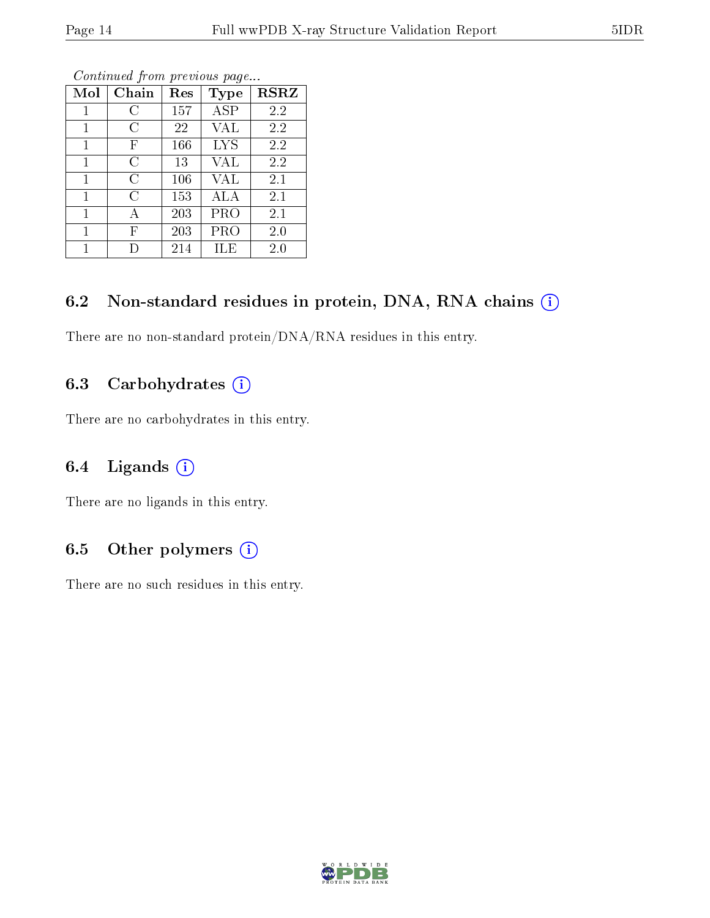*Continued from previous page...*

| Mol | Chain | Res | Type | RSRZ |
|---|---|---|---|---|
| 1 | C | 157 | ASP | 2.2 |
| 1 | C | 22 | VAL | 2.2 |
| 1 | F | 166 | LYS | 2.2 |
| 1 | C | 13 | VAL | 2.2 |
| 1 | C | 106 | VAL | 2.1 |
| 1 | C | 153 | ALA | 2.1 |
| 1 | A | 203 | PRO | 2.1 |
| 1 | F | 203 | PRO | 2.0 |
| 1 | D | 214 | ILE | 2.0 |

### 6.2 Non-standard residues in protein, DNA, RNA chains (i)

There are no non-standard protein/DNA/RNA residues in this entry.

### 6.3 Carbohydrates (i)

There are no carbohydrates in this entry.

### 6.4 Ligands (i)

There are no ligands in this entry.

### 6.5 Other polymers (i)

There are no such residues in this entry.